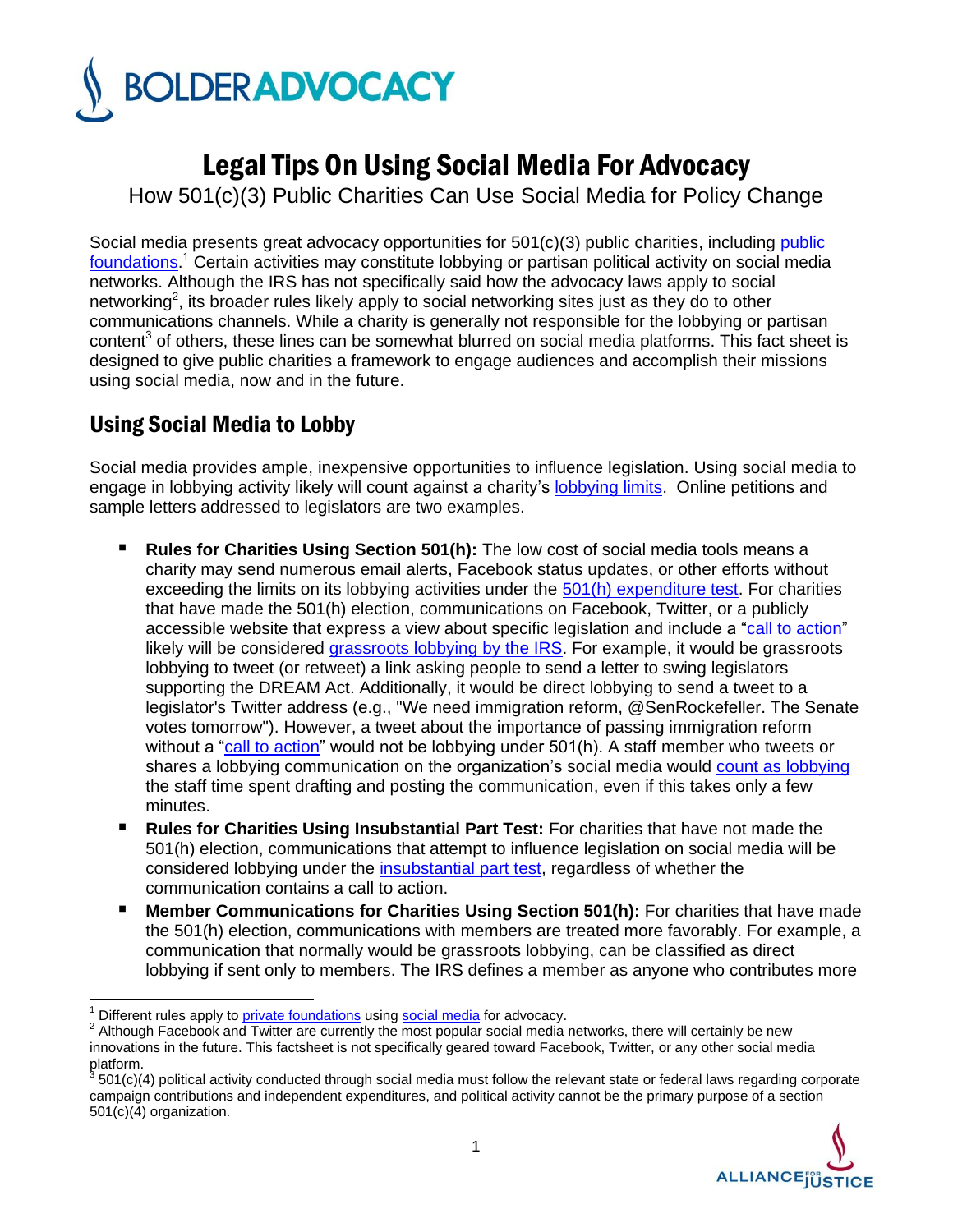# Legal Tips On Using Social Media For Advocacy

How 501(c)(3) Public Charities Can Use Social Media for Policy Change

Social media presents great advocacy opportunities for 501(c)(3) public charities, including public foundations.[1] Certain activities may constitute lobbying or partisan political activity on social media networks. Although the IRS has not specifically said how the advocacy laws apply to social networking[2], its broader rules likely apply to social networking sites just as they do to other communications channels. While a charity is generally not responsible for the lobbying or partisan content[3] of others, these lines can be somewhat blurred on social media platforms. This fact sheet is designed to give public charities a framework to engage audiences and accomplish their missions using social media, now and in the future.

## Using Social Media to Lobby

Social media provides ample, inexpensive opportunities to influence legislation. Using social media to engage in lobbying activity likely will count against a charity's lobbying limits. Online petitions and sample letters addressed to legislators are two examples.

- **Rules for Charities Using Section 501(h):** The low cost of social media tools means a charity may send numerous email alerts, Facebook status updates, or other efforts without exceeding the limits on its lobbying activities under the 501(h) expenditure test. For charities that have made the 501(h) election, communications on Facebook, Twitter, or a publicly accessible website that express a view about specific legislation and include a "call to action" likely will be considered grassroots lobbying by the IRS. For example, it would be grassroots lobbying to tweet (or retweet) a link asking people to send a letter to swing legislators supporting the DREAM Act. Additionally, it would be direct lobbying to send a tweet to a legislator's Twitter address (e.g., "We need immigration reform, @SenRockefeller. The Senate votes tomorrow"). However, a tweet about the importance of passing immigration reform without a "call to action" would not be lobbying under 501(h). A staff member who tweets or shares a lobbying communication on the organization's social media would count as lobbying the staff time spent drafting and posting the communication, even if this takes only a few minutes.
- **Rules for Charities Using Insubstantial Part Test:** For charities that have not made the 501(h) election, communications that attempt to influence legislation on social media will be considered lobbying under the insubstantial part test, regardless of whether the communication contains a call to action.
- **Member Communications for Charities Using Section 501(h):** For charities that have made the 501(h) election, communications with members are treated more favorably. For example, a communication that normally would be grassroots lobbying, can be classified as direct lobbying if sent only to members. The IRS defines a member as anyone who contributes more

---

[1] Different rules apply to private foundations using social media for advocacy.

[2] Although Facebook and Twitter are currently the most popular social media networks, there will certainly be new innovations in the future. This factsheet is not specifically geared toward Facebook, Twitter, or any other social media platform.

[3] 501(c)(4) political activity conducted through social media must follow the relevant state or federal laws regarding corporate campaign contributions and independent expenditures, and political activity cannot be the primary purpose of a section 501(c)(4) organization.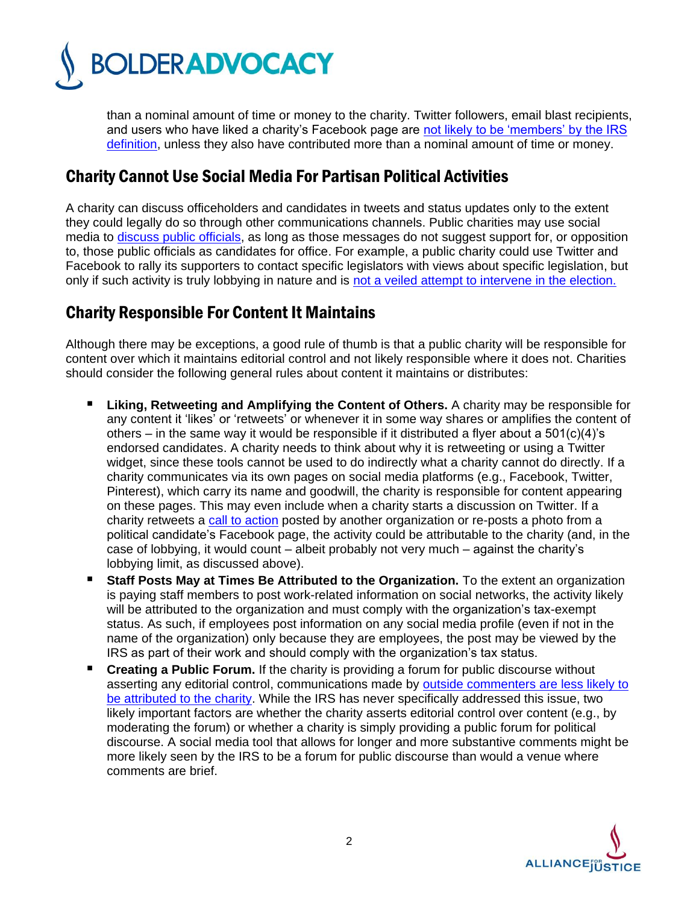than a nominal amount of time or money to the charity. Twitter followers, email blast recipients, and users who have liked a charity's Facebook page are not likely to be 'members' by the IRS definition, unless they also have contributed more than a nominal amount of time or money.

## Charity Cannot Use Social Media For Partisan Political Activities

A charity can discuss officeholders and candidates in tweets and status updates only to the extent they could legally do so through other communications channels. Public charities may use social media to discuss public officials, as long as those messages do not suggest support for, or opposition to, those public officials as candidates for office. For example, a public charity could use Twitter and Facebook to rally its supporters to contact specific legislators with views about specific legislation, but only if such activity is truly lobbying in nature and is not a veiled attempt to intervene in the election.

## Charity Responsible For Content It Maintains

Although there may be exceptions, a good rule of thumb is that a public charity will be responsible for content over which it maintains editorial control and not likely responsible where it does not. Charities should consider the following general rules about content it maintains or distributes:

- **Liking, Retweeting and Amplifying the Content of Others.** A charity may be responsible for any content it 'likes' or 'retweets' or whenever it in some way shares or amplifies the content of others – in the same way it would be responsible if it distributed a flyer about a 501(c)(4)'s endorsed candidates. A charity needs to think about why it is retweeting or using a Twitter widget, since these tools cannot be used to do indirectly what a charity cannot do directly. If a charity communicates via its own pages on social media platforms (e.g., Facebook, Twitter, Pinterest), which carry its name and goodwill, the charity is responsible for content appearing on these pages. This may even include when a charity starts a discussion on Twitter. If a charity retweets a call to action posted by another organization or re-posts a photo from a political candidate's Facebook page, the activity could be attributable to the charity (and, in the case of lobbying, it would count – albeit probably not very much – against the charity's lobbying limit, as discussed above).
- **Staff Posts May at Times Be Attributed to the Organization.** To the extent an organization is paying staff members to post work-related information on social networks, the activity likely will be attributed to the organization and must comply with the organization's tax-exempt status. As such, if employees post information on any social media profile (even if not in the name of the organization) only because they are employees, the post may be viewed by the IRS as part of their work and should comply with the organization's tax status.
- **Creating a Public Forum.** If the charity is providing a forum for public discourse without asserting any editorial control, communications made by outside commenters are less likely to be attributed to the charity. While the IRS has never specifically addressed this issue, two likely important factors are whether the charity asserts editorial control over content (e.g., by moderating the forum) or whether a charity is simply providing a public forum for political discourse. A social media tool that allows for longer and more substantive comments might be more likely seen by the IRS to be a forum for public discourse than would a venue where comments are brief.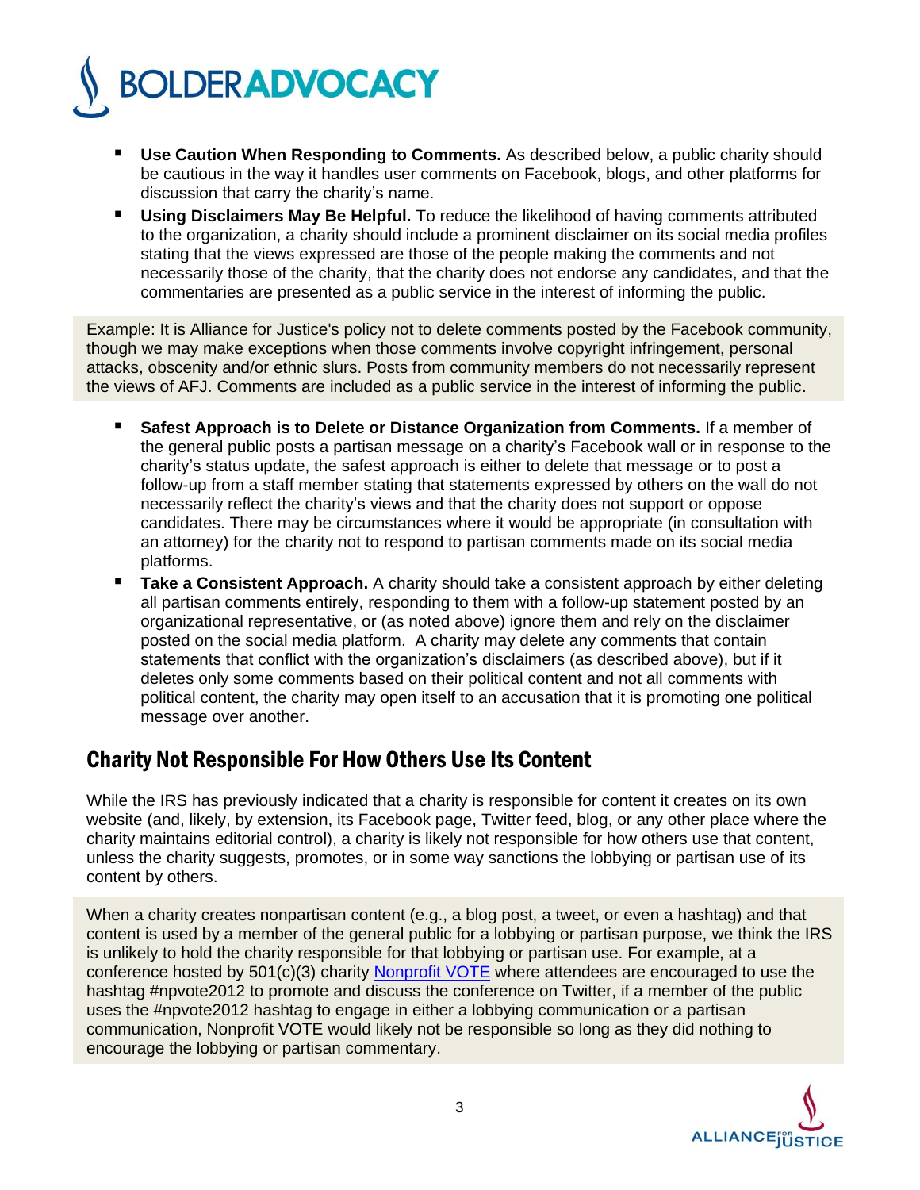- **Use Caution When Responding to Comments.** As described below, a public charity should be cautious in the way it handles user comments on Facebook, blogs, and other platforms for discussion that carry the charity's name.
- **Using Disclaimers May Be Helpful.** To reduce the likelihood of having comments attributed to the organization, a charity should include a prominent disclaimer on its social media profiles stating that the views expressed are those of the people making the comments and not necessarily those of the charity, that the charity does not endorse any candidates, and that the commentaries are presented as a public service in the interest of informing the public.

Example: It is Alliance for Justice's policy not to delete comments posted by the Facebook community, though we may make exceptions when those comments involve copyright infringement, personal attacks, obscenity and/or ethnic slurs. Posts from community members do not necessarily represent the views of AFJ. Comments are included as a public service in the interest of informing the public.

- **Safest Approach is to Delete or Distance Organization from Comments.** If a member of the general public posts a partisan message on a charity's Facebook wall or in response to the charity's status update, the safest approach is either to delete that message or to post a follow-up from a staff member stating that statements expressed by others on the wall do not necessarily reflect the charity's views and that the charity does not support or oppose candidates. There may be circumstances where it would be appropriate (in consultation with an attorney) for the charity not to respond to partisan comments made on its social media platforms.
- **Take a Consistent Approach.** A charity should take a consistent approach by either deleting all partisan comments entirely, responding to them with a follow-up statement posted by an organizational representative, or (as noted above) ignore them and rely on the disclaimer posted on the social media platform. A charity may delete any comments that contain statements that conflict with the organization's disclaimers (as described above), but if it deletes only some comments based on their political content and not all comments with political content, the charity may open itself to an accusation that it is promoting one political message over another.

## Charity Not Responsible For How Others Use Its Content

While the IRS has previously indicated that a charity is responsible for content it creates on its own website (and, likely, by extension, its Facebook page, Twitter feed, blog, or any other place where the charity maintains editorial control), a charity is likely not responsible for how others use that content, unless the charity suggests, promotes, or in some way sanctions the lobbying or partisan use of its content by others.

When a charity creates nonpartisan content (e.g., a blog post, a tweet, or even a hashtag) and that content is used by a member of the general public for a lobbying or partisan purpose, we think the IRS is unlikely to hold the charity responsible for that lobbying or partisan use. For example, at a conference hosted by 501(c)(3) charity Nonprofit VOTE where attendees are encouraged to use the hashtag #npvote2012 to promote and discuss the conference on Twitter, if a member of the public uses the #npvote2012 hashtag to engage in either a lobbying communication or a partisan communication, Nonprofit VOTE would likely not be responsible so long as they did nothing to encourage the lobbying or partisan commentary.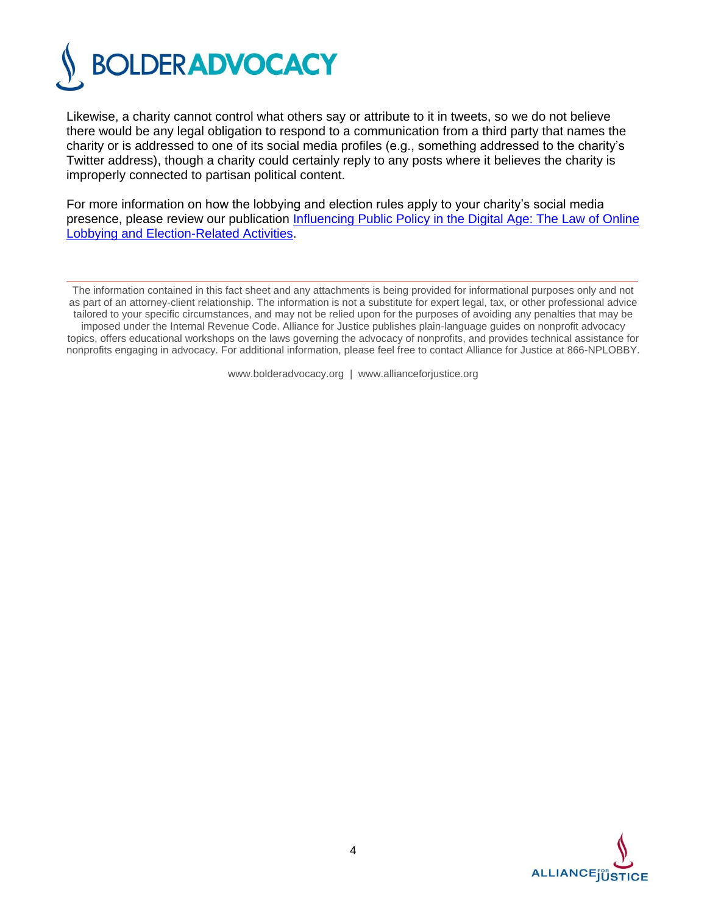Likewise, a charity cannot control what others say or attribute to it in tweets, so we do not believe there would be any legal obligation to respond to a communication from a third party that names the charity or is addressed to one of its social media profiles (e.g., something addressed to the charity's Twitter address), though a charity could certainly reply to any posts where it believes the charity is improperly connected to partisan political content.

For more information on how the lobbying and election rules apply to your charity's social media presence, please review our publication Influencing Public Policy in the Digital Age: The Law of Online Lobbying and Election-Related Activities.

---

The information contained in this fact sheet and any attachments is being provided for informational purposes only and not as part of an attorney-client relationship. The information is not a substitute for expert legal, tax, or other professional advice tailored to your specific circumstances, and may not be relied upon for the purposes of avoiding any penalties that may be imposed under the Internal Revenue Code. Alliance for Justice publishes plain-language guides on nonprofit advocacy topics, offers educational workshops on the laws governing the advocacy of nonprofits, and provides technical assistance for nonprofits engaging in advocacy. For additional information, please feel free to contact Alliance for Justice at 866-NPLOBBY.

www.bolderadvocacy.org | www.allianceforjustice.org